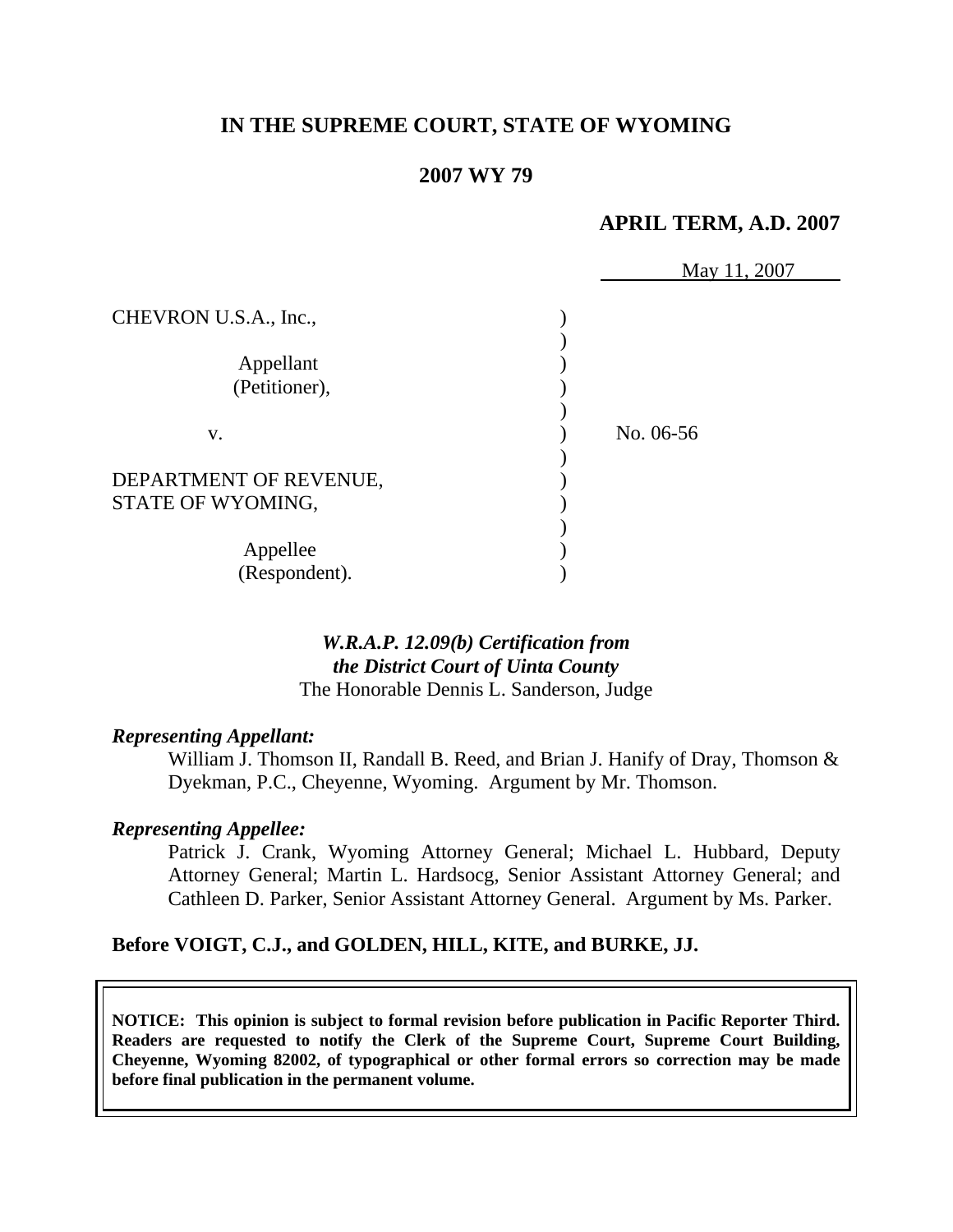# IN THE SUPREME COURT, STATE OF WYOMING

## 2007 WY 79

**APRIL TERM, A.D. 2007**

May 11, 2007

CHEVRON U.S.A., Inc.,

Appellant
(Petitioner),

v.

DEPARTMENT OF REVENUE,
STATE OF WYOMING,

Appellee
(Respondent).

No. 06-56

***W.R.A.P. 12.09(b) Certification from the District Court of Uinta County***
The Honorable Dennis L. Sanderson, Judge

***Representing Appellant:***

William J. Thomson II, Randall B. Reed, and Brian J. Hanify of Dray, Thomson & Dyekman, P.C., Cheyenne, Wyoming. Argument by Mr. Thomson.

***Representing Appellee:***

Patrick J. Crank, Wyoming Attorney General; Michael L. Hubbard, Deputy Attorney General; Martin L. Hardsocg, Senior Assistant Attorney General; and Cathleen D. Parker, Senior Assistant Attorney General. Argument by Ms. Parker.

**Before VOIGT, C.J., and GOLDEN, HILL, KITE, and BURKE, JJ.**

**NOTICE: This opinion is subject to formal revision before publication in Pacific Reporter Third. Readers are requested to notify the Clerk of the Supreme Court, Supreme Court Building, Cheyenne, Wyoming 82002, of typographical or other formal errors so correction may be made before final publication in the permanent volume.**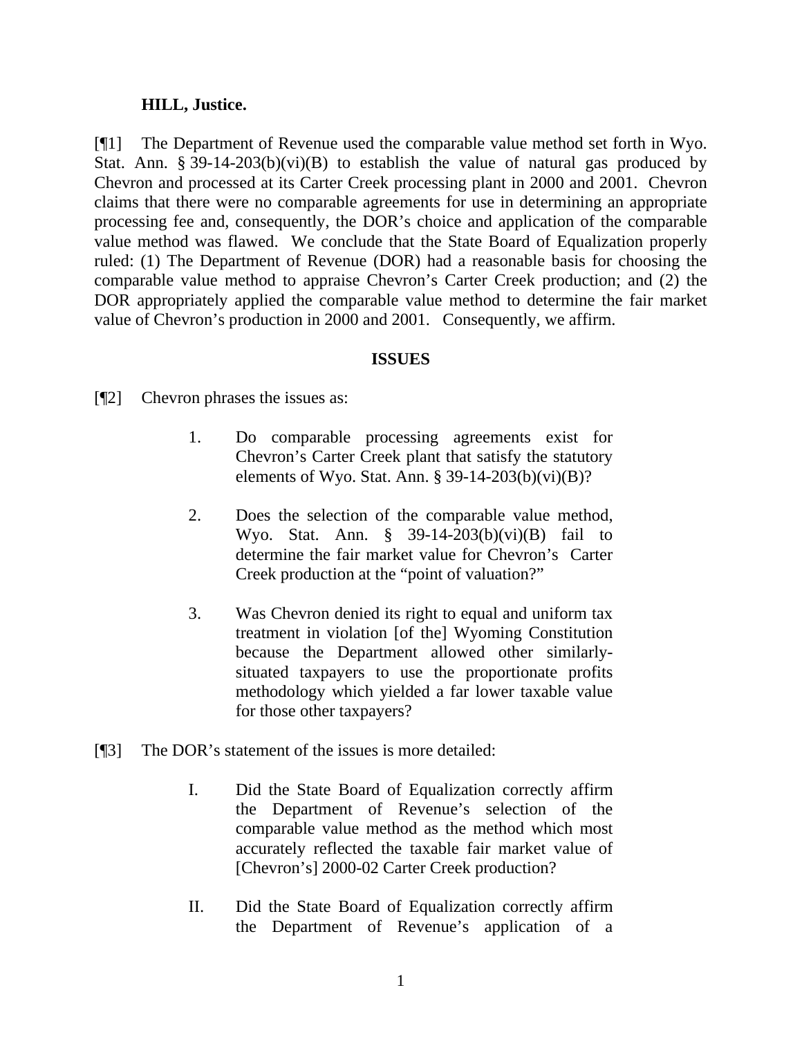**HILL, Justice.**

[¶1] The Department of Revenue used the comparable value method set forth in Wyo. Stat. Ann. § 39-14-203(b)(vi)(B) to establish the value of natural gas produced by Chevron and processed at its Carter Creek processing plant in 2000 and 2001. Chevron claims that there were no comparable agreements for use in determining an appropriate processing fee and, consequently, the DOR's choice and application of the comparable value method was flawed. We conclude that the State Board of Equalization properly ruled: (1) The Department of Revenue (DOR) had a reasonable basis for choosing the comparable value method to appraise Chevron's Carter Creek production; and (2) the DOR appropriately applied the comparable value method to determine the fair market value of Chevron's production in 2000 and 2001. Consequently, we affirm.

**ISSUES**

[¶2] Chevron phrases the issues as:

> 1. Do comparable processing agreements exist for Chevron's Carter Creek plant that satisfy the statutory elements of Wyo. Stat. Ann. § 39-14-203(b)(vi)(B)?
>
> 2. Does the selection of the comparable value method, Wyo. Stat. Ann. § 39-14-203(b)(vi)(B) fail to determine the fair market value for Chevron's Carter Creek production at the "point of valuation?"
>
> 3. Was Chevron denied its right to equal and uniform tax treatment in violation [of the] Wyoming Constitution because the Department allowed other similarly-situated taxpayers to use the proportionate profits methodology which yielded a far lower taxable value for those other taxpayers?

[¶3] The DOR's statement of the issues is more detailed:

> I. Did the State Board of Equalization correctly affirm the Department of Revenue's selection of the comparable value method as the method which most accurately reflected the taxable fair market value of [Chevron's] 2000-02 Carter Creek production?
>
> II. Did the State Board of Equalization correctly affirm the Department of Revenue's application of a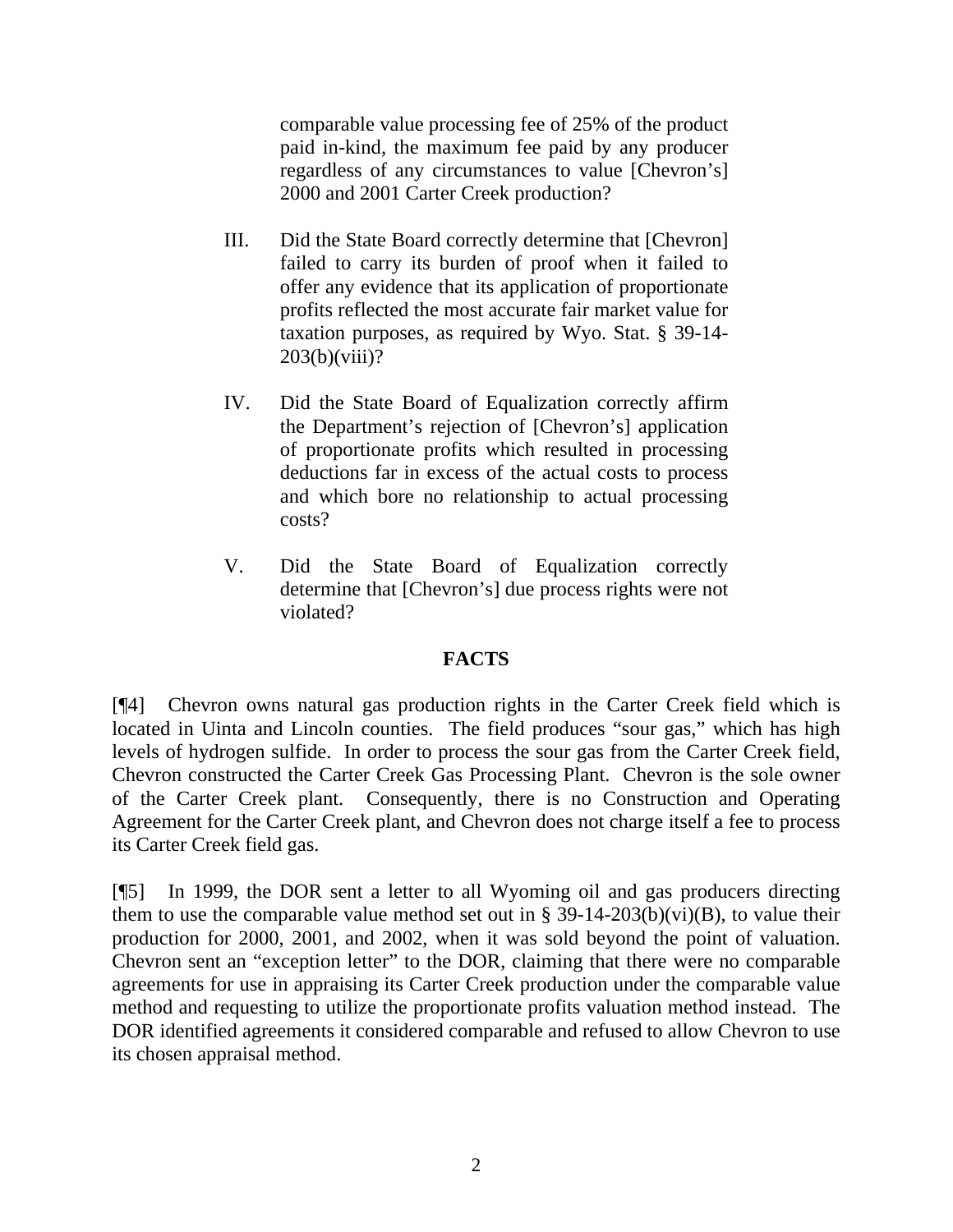comparable value processing fee of 25% of the product paid in-kind, the maximum fee paid by any producer regardless of any circumstances to value [Chevron's] 2000 and 2001 Carter Creek production?

III. Did the State Board correctly determine that [Chevron] failed to carry its burden of proof when it failed to offer any evidence that its application of proportionate profits reflected the most accurate fair market value for taxation purposes, as required by Wyo. Stat. § 39-14-203(b)(viii)?

IV. Did the State Board of Equalization correctly affirm the Department's rejection of [Chevron's] application of proportionate profits which resulted in processing deductions far in excess of the actual costs to process and which bore no relationship to actual processing costs?

V. Did the State Board of Equalization correctly determine that [Chevron's] due process rights were not violated?

## FACTS

[¶4] Chevron owns natural gas production rights in the Carter Creek field which is located in Uinta and Lincoln counties. The field produces "sour gas," which has high levels of hydrogen sulfide. In order to process the sour gas from the Carter Creek field, Chevron constructed the Carter Creek Gas Processing Plant. Chevron is the sole owner of the Carter Creek plant. Consequently, there is no Construction and Operating Agreement for the Carter Creek plant, and Chevron does not charge itself a fee to process its Carter Creek field gas.

[¶5] In 1999, the DOR sent a letter to all Wyoming oil and gas producers directing them to use the comparable value method set out in § 39-14-203(b)(vi)(B), to value their production for 2000, 2001, and 2002, when it was sold beyond the point of valuation. Chevron sent an "exception letter" to the DOR, claiming that there were no comparable agreements for use in appraising its Carter Creek production under the comparable value method and requesting to utilize the proportionate profits valuation method instead. The DOR identified agreements it considered comparable and refused to allow Chevron to use its chosen appraisal method.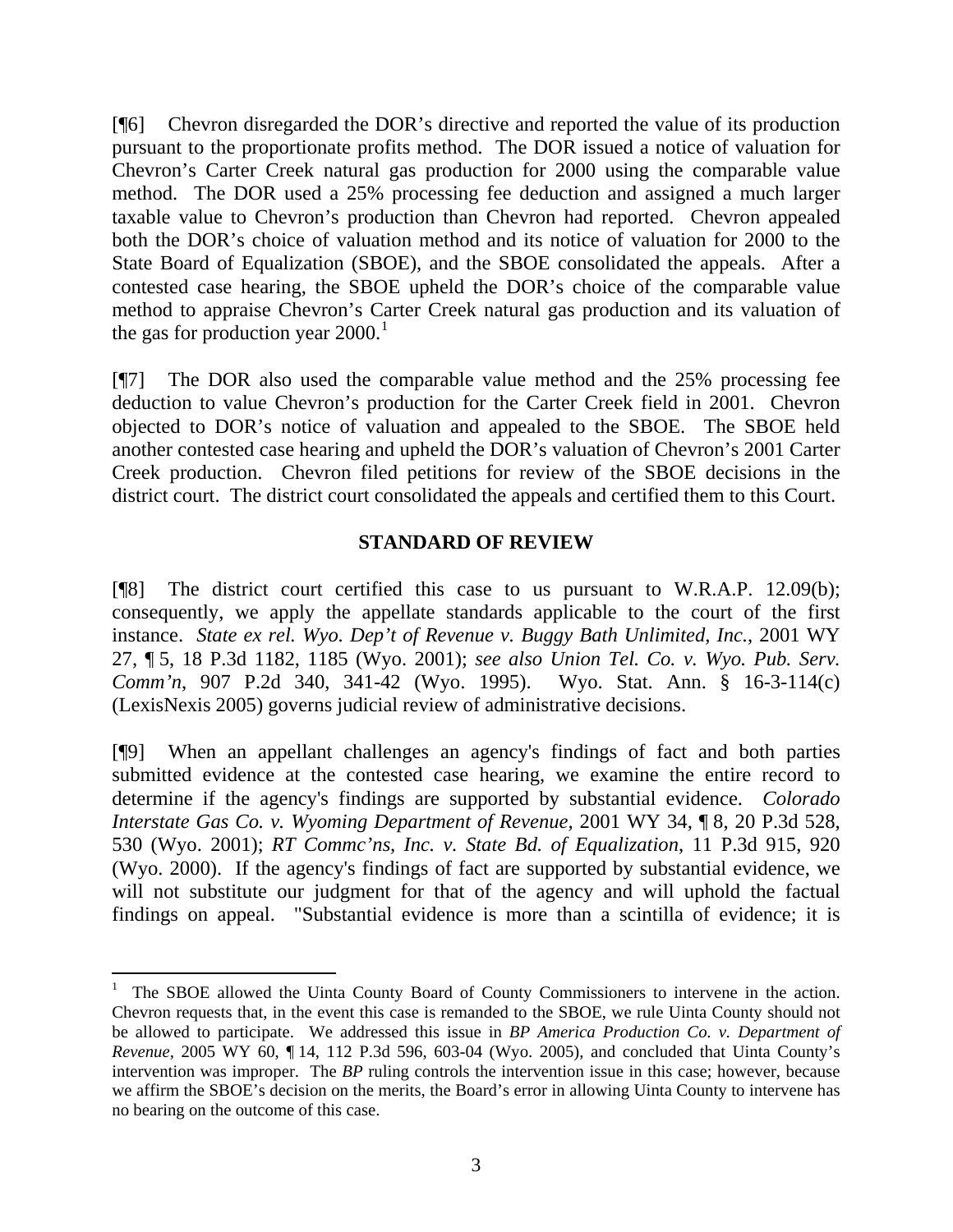[¶6] Chevron disregarded the DOR's directive and reported the value of its production pursuant to the proportionate profits method. The DOR issued a notice of valuation for Chevron's Carter Creek natural gas production for 2000 using the comparable value method. The DOR used a 25% processing fee deduction and assigned a much larger taxable value to Chevron's production than Chevron had reported. Chevron appealed both the DOR's choice of valuation method and its notice of valuation for 2000 to the State Board of Equalization (SBOE), and the SBOE consolidated the appeals. After a contested case hearing, the SBOE upheld the DOR's choice of the comparable value method to appraise Chevron's Carter Creek natural gas production and its valuation of the gas for production year 2000.[1]

[¶7] The DOR also used the comparable value method and the 25% processing fee deduction to value Chevron's production for the Carter Creek field in 2001. Chevron objected to DOR's notice of valuation and appealed to the SBOE. The SBOE held another contested case hearing and upheld the DOR's valuation of Chevron's 2001 Carter Creek production. Chevron filed petitions for review of the SBOE decisions in the district court. The district court consolidated the appeals and certified them to this Court.

## STANDARD OF REVIEW

[¶8] The district court certified this case to us pursuant to W.R.A.P. 12.09(b); consequently, we apply the appellate standards applicable to the court of the first instance. *State ex rel. Wyo. Dep't of Revenue v. Buggy Bath Unlimited, Inc.*, 2001 WY 27, ¶ 5, 18 P.3d 1182, 1185 (Wyo. 2001); *see also Union Tel. Co. v. Wyo. Pub. Serv. Comm'n*, 907 P.2d 340, 341-42 (Wyo. 1995). Wyo. Stat. Ann. § 16-3-114(c) (LexisNexis 2005) governs judicial review of administrative decisions.

[¶9] When an appellant challenges an agency's findings of fact and both parties submitted evidence at the contested case hearing, we examine the entire record to determine if the agency's findings are supported by substantial evidence. *Colorado Interstate Gas Co. v. Wyoming Department of Revenue*, 2001 WY 34, ¶ 8, 20 P.3d 528, 530 (Wyo. 2001); *RT Commc'ns, Inc. v. State Bd. of Equalization*, 11 P.3d 915, 920 (Wyo. 2000). If the agency's findings of fact are supported by substantial evidence, we will not substitute our judgment for that of the agency and will uphold the factual findings on appeal. "Substantial evidence is more than a scintilla of evidence; it is

---

[1] The SBOE allowed the Uinta County Board of County Commissioners to intervene in the action. Chevron requests that, in the event this case is remanded to the SBOE, we rule Uinta County should not be allowed to participate. We addressed this issue in *BP America Production Co. v. Department of Revenue*, 2005 WY 60, ¶ 14, 112 P.3d 596, 603-04 (Wyo. 2005), and concluded that Uinta County's intervention was improper. The *BP* ruling controls the intervention issue in this case; however, because we affirm the SBOE's decision on the merits, the Board's error in allowing Uinta County to intervene has no bearing on the outcome of this case.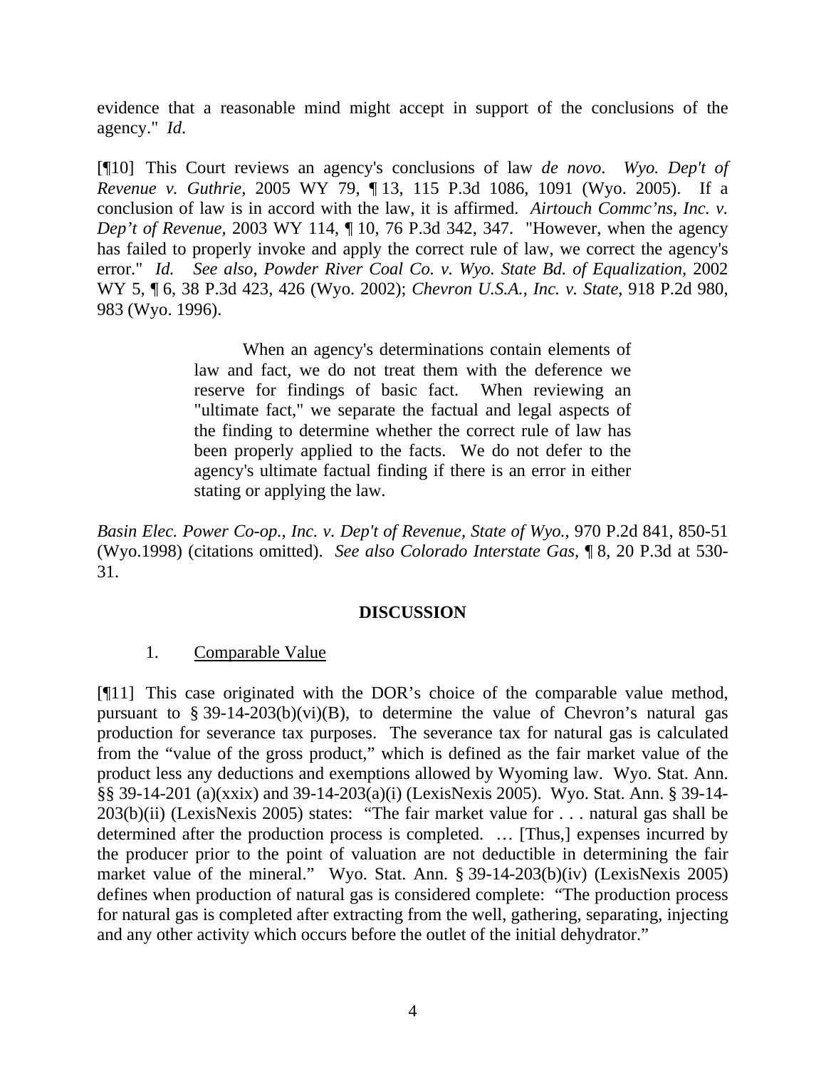evidence that a reasonable mind might accept in support of the conclusions of the agency." *Id*.

[¶10] This Court reviews an agency's conclusions of law *de novo*. *Wyo. Dep't of Revenue v. Guthrie*, 2005 WY 79, ¶ 13, 115 P.3d 1086, 1091 (Wyo. 2005). If a conclusion of law is in accord with the law, it is affirmed. *Airtouch Commc'ns, Inc. v. Dep't of Revenue*, 2003 WY 114, ¶ 10, 76 P.3d 342, 347. "However, when the agency has failed to properly invoke and apply the correct rule of law, we correct the agency's error." *Id. See also, Powder River Coal Co. v. Wyo. State Bd. of Equalization*, 2002 WY 5, ¶ 6, 38 P.3d 423, 426 (Wyo. 2002); *Chevron U.S.A., Inc. v. State*, 918 P.2d 980, 983 (Wyo. 1996).

> When an agency's determinations contain elements of law and fact, we do not treat them with the deference we reserve for findings of basic fact. When reviewing an "ultimate fact," we separate the factual and legal aspects of the finding to determine whether the correct rule of law has been properly applied to the facts. We do not defer to the agency's ultimate factual finding if there is an error in either stating or applying the law.

*Basin Elec. Power Co-op., Inc. v. Dep't of Revenue, State of Wyo.*, 970 P.2d 841, 850-51 (Wyo.1998) (citations omitted). *See also Colorado Interstate Gas*, ¶ 8, 20 P.3d at 530-31.

## DISCUSSION

1. Comparable Value

[¶11] This case originated with the DOR's choice of the comparable value method, pursuant to § 39-14-203(b)(vi)(B), to determine the value of Chevron's natural gas production for severance tax purposes. The severance tax for natural gas is calculated from the "value of the gross product," which is defined as the fair market value of the product less any deductions and exemptions allowed by Wyoming law. Wyo. Stat. Ann. §§ 39-14-201 (a)(xxix) and 39-14-203(a)(i) (LexisNexis 2005). Wyo. Stat. Ann. § 39-14-203(b)(ii) (LexisNexis 2005) states: "The fair market value for . . . natural gas shall be determined after the production process is completed. … [Thus,] expenses incurred by the producer prior to the point of valuation are not deductible in determining the fair market value of the mineral." Wyo. Stat. Ann. § 39-14-203(b)(iv) (LexisNexis 2005) defines when production of natural gas is considered complete: "The production process for natural gas is completed after extracting from the well, gathering, separating, injecting and any other activity which occurs before the outlet of the initial dehydrator."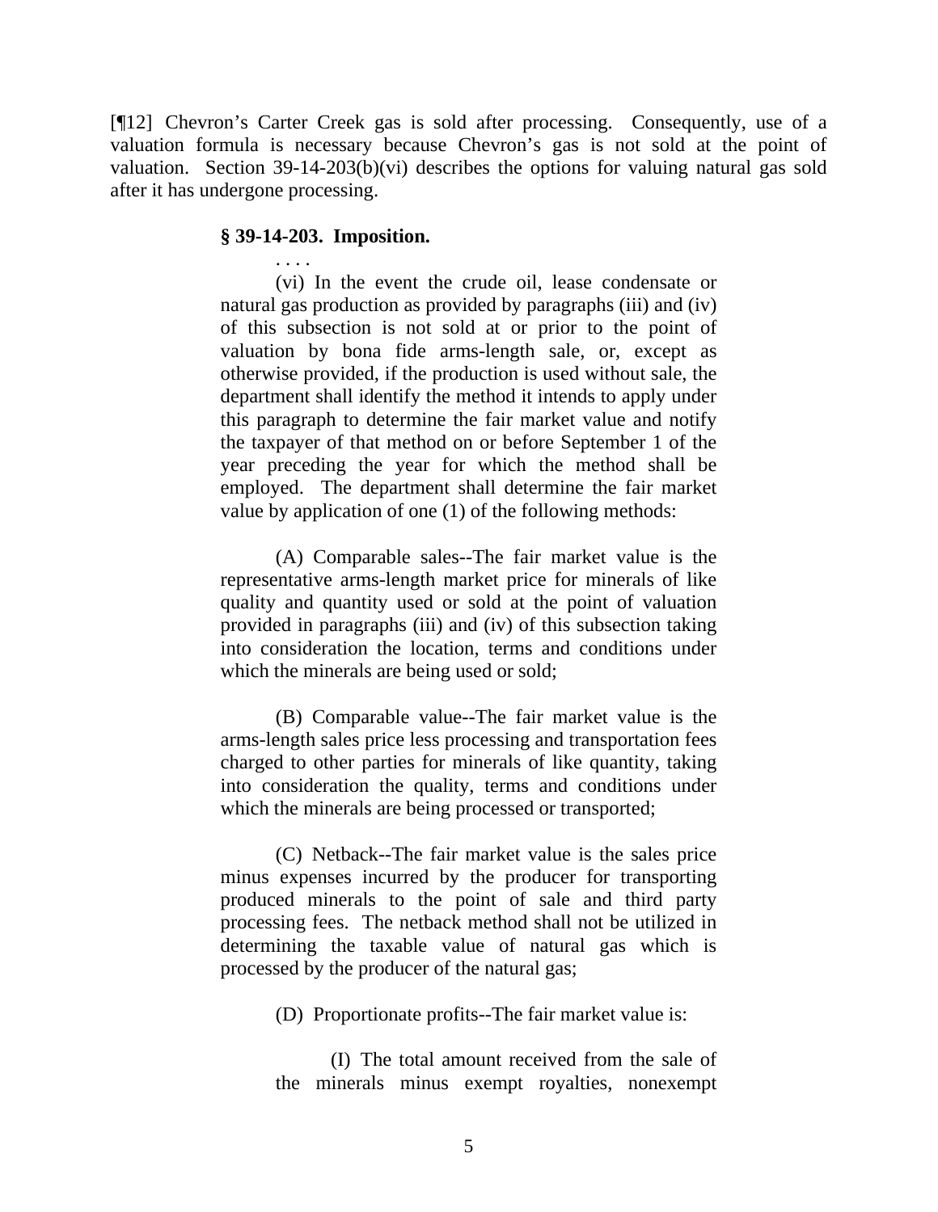[¶12] Chevron's Carter Creek gas is sold after processing. Consequently, use of a valuation formula is necessary because Chevron's gas is not sold at the point of valuation. Section 39-14-203(b)(vi) describes the options for valuing natural gas sold after it has undergone processing.

> **§ 39-14-203. Imposition.**
>
> . . . .
>
> (vi) In the event the crude oil, lease condensate or natural gas production as provided by paragraphs (iii) and (iv) of this subsection is not sold at or prior to the point of valuation by bona fide arms-length sale, or, except as otherwise provided, if the production is used without sale, the department shall identify the method it intends to apply under this paragraph to determine the fair market value and notify the taxpayer of that method on or before September 1 of the year preceding the year for which the method shall be employed. The department shall determine the fair market value by application of one (1) of the following methods:
>
> (A) Comparable sales--The fair market value is the representative arms-length market price for minerals of like quality and quantity used or sold at the point of valuation provided in paragraphs (iii) and (iv) of this subsection taking into consideration the location, terms and conditions under which the minerals are being used or sold;
>
> (B) Comparable value--The fair market value is the arms-length sales price less processing and transportation fees charged to other parties for minerals of like quantity, taking into consideration the quality, terms and conditions under which the minerals are being processed or transported;
>
> (C) Netback--The fair market value is the sales price minus expenses incurred by the producer for transporting produced minerals to the point of sale and third party processing fees. The netback method shall not be utilized in determining the taxable value of natural gas which is processed by the producer of the natural gas;
>
> (D) Proportionate profits--The fair market value is:
>
> > (I) The total amount received from the sale of the minerals minus exempt royalties, nonexempt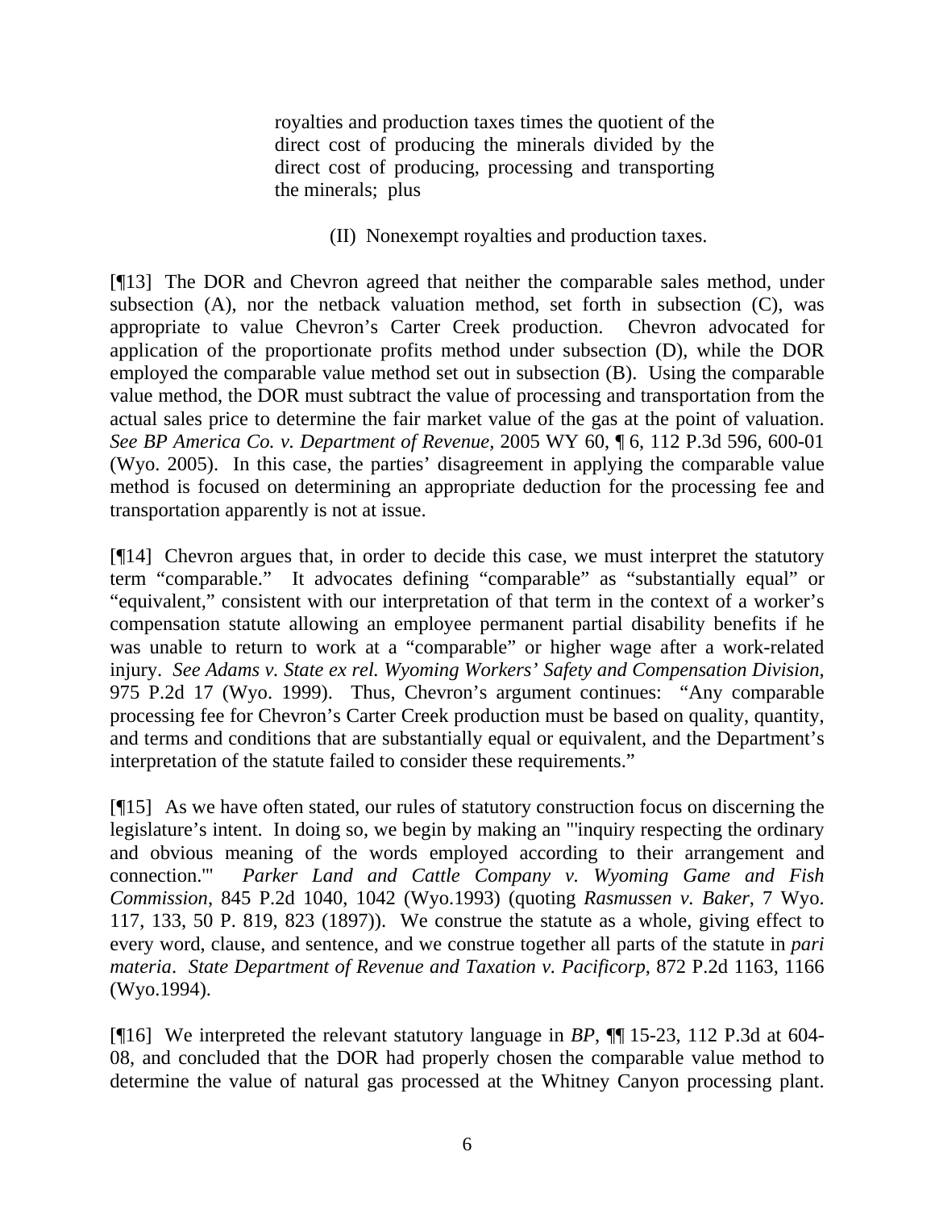> royalties and production taxes times the quotient of the direct cost of producing the minerals divided by the direct cost of producing, processing and transporting the minerals; plus
>
> (II) Nonexempt royalties and production taxes.

[¶13] The DOR and Chevron agreed that neither the comparable sales method, under subsection (A), nor the netback valuation method, set forth in subsection (C), was appropriate to value Chevron's Carter Creek production. Chevron advocated for application of the proportionate profits method under subsection (D), while the DOR employed the comparable value method set out in subsection (B). Using the comparable value method, the DOR must subtract the value of processing and transportation from the actual sales price to determine the fair market value of the gas at the point of valuation. *See BP America Co. v. Department of Revenue*, 2005 WY 60, ¶ 6, 112 P.3d 596, 600-01 (Wyo. 2005). In this case, the parties' disagreement in applying the comparable value method is focused on determining an appropriate deduction for the processing fee and transportation apparently is not at issue.

[¶14] Chevron argues that, in order to decide this case, we must interpret the statutory term "comparable." It advocates defining "comparable" as "substantially equal" or "equivalent," consistent with our interpretation of that term in the context of a worker's compensation statute allowing an employee permanent partial disability benefits if he was unable to return to work at a "comparable" or higher wage after a work-related injury. *See Adams v. State ex rel. Wyoming Workers' Safety and Compensation Division*, 975 P.2d 17 (Wyo. 1999). Thus, Chevron's argument continues: "Any comparable processing fee for Chevron's Carter Creek production must be based on quality, quantity, and terms and conditions that are substantially equal or equivalent, and the Department's interpretation of the statute failed to consider these requirements."

[¶15] As we have often stated, our rules of statutory construction focus on discerning the legislature's intent. In doing so, we begin by making an "'inquiry respecting the ordinary and obvious meaning of the words employed according to their arrangement and connection.'" *Parker Land and Cattle Company v. Wyoming Game and Fish Commission*, 845 P.2d 1040, 1042 (Wyo.1993) (quoting *Rasmussen v. Baker*, 7 Wyo. 117, 133, 50 P. 819, 823 (1897)). We construe the statute as a whole, giving effect to every word, clause, and sentence, and we construe together all parts of the statute in *pari materia*. *State Department of Revenue and Taxation v. Pacificorp*, 872 P.2d 1163, 1166 (Wyo.1994).

[¶16] We interpreted the relevant statutory language in *BP*, ¶¶ 15-23, 112 P.3d at 604-08, and concluded that the DOR had properly chosen the comparable value method to determine the value of natural gas processed at the Whitney Canyon processing plant.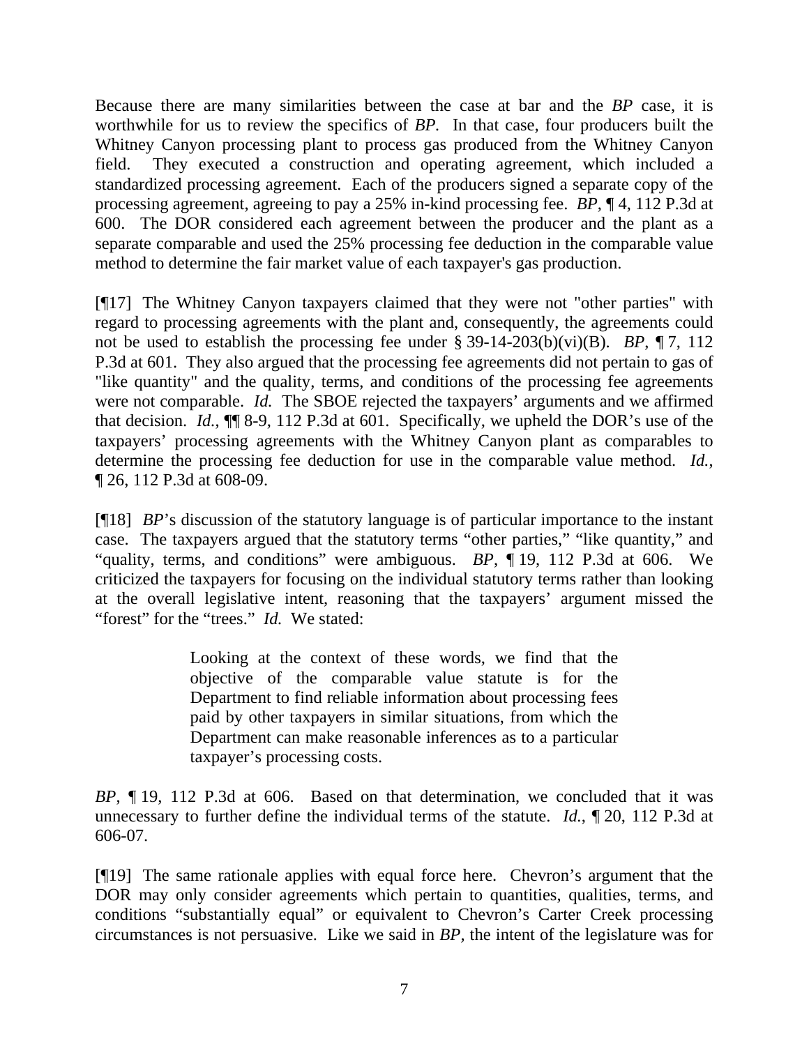Because there are many similarities between the case at bar and the *BP* case, it is worthwhile for us to review the specifics of *BP*. In that case, four producers built the Whitney Canyon processing plant to process gas produced from the Whitney Canyon field. They executed a construction and operating agreement, which included a standardized processing agreement. Each of the producers signed a separate copy of the processing agreement, agreeing to pay a 25% in-kind processing fee. *BP*, ¶ 4, 112 P.3d at 600. The DOR considered each agreement between the producer and the plant as a separate comparable and used the 25% processing fee deduction in the comparable value method to determine the fair market value of each taxpayer's gas production.

[¶17] The Whitney Canyon taxpayers claimed that they were not "other parties" with regard to processing agreements with the plant and, consequently, the agreements could not be used to establish the processing fee under § 39-14-203(b)(vi)(B). *BP*, ¶ 7, 112 P.3d at 601. They also argued that the processing fee agreements did not pertain to gas of "like quantity" and the quality, terms, and conditions of the processing fee agreements were not comparable. *Id.* The SBOE rejected the taxpayers' arguments and we affirmed that decision. *Id.*, ¶¶ 8-9, 112 P.3d at 601. Specifically, we upheld the DOR's use of the taxpayers' processing agreements with the Whitney Canyon plant as comparables to determine the processing fee deduction for use in the comparable value method. *Id.*, ¶ 26, 112 P.3d at 608-09.

[¶18] *BP*'s discussion of the statutory language is of particular importance to the instant case. The taxpayers argued that the statutory terms "other parties," "like quantity," and "quality, terms, and conditions" were ambiguous. *BP*, ¶ 19, 112 P.3d at 606. We criticized the taxpayers for focusing on the individual statutory terms rather than looking at the overall legislative intent, reasoning that the taxpayers' argument missed the "forest" for the "trees." *Id.* We stated:

> Looking at the context of these words, we find that the objective of the comparable value statute is for the Department to find reliable information about processing fees paid by other taxpayers in similar situations, from which the Department can make reasonable inferences as to a particular taxpayer's processing costs.

*BP*, ¶ 19, 112 P.3d at 606. Based on that determination, we concluded that it was unnecessary to further define the individual terms of the statute. *Id.*, ¶ 20, 112 P.3d at 606-07.

[¶19] The same rationale applies with equal force here. Chevron's argument that the DOR may only consider agreements which pertain to quantities, qualities, terms, and conditions "substantially equal" or equivalent to Chevron's Carter Creek processing circumstances is not persuasive. Like we said in *BP*, the intent of the legislature was for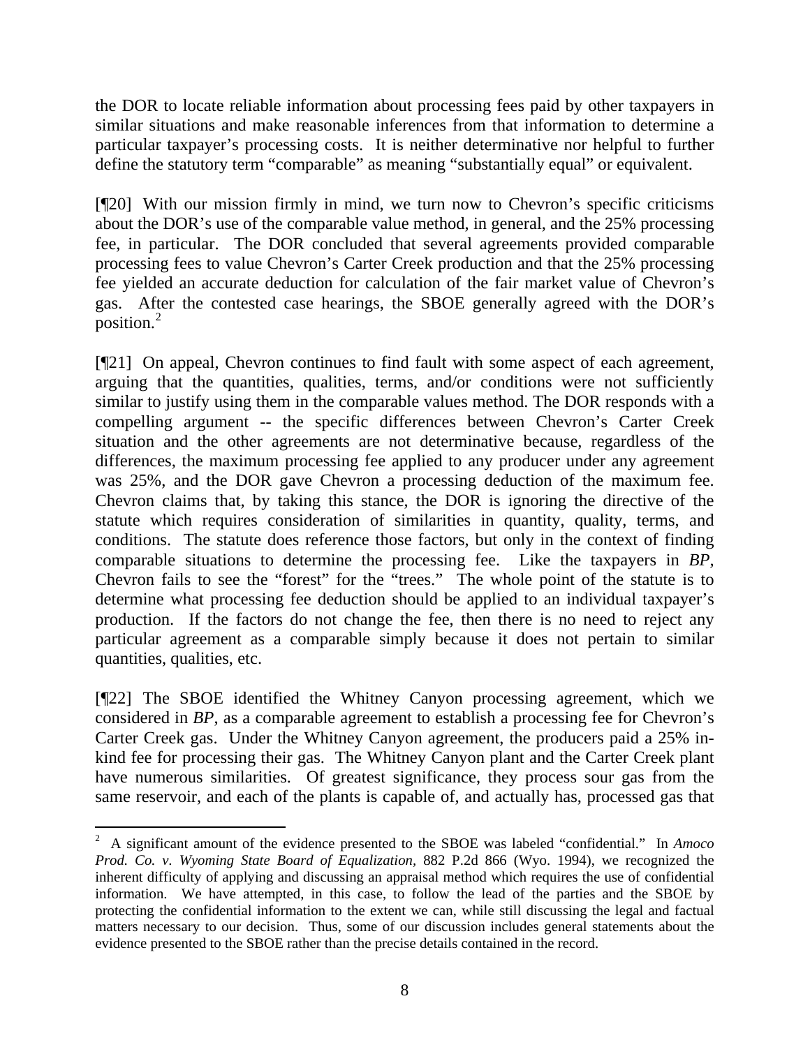the DOR to locate reliable information about processing fees paid by other taxpayers in similar situations and make reasonable inferences from that information to determine a particular taxpayer's processing costs. It is neither determinative nor helpful to further define the statutory term "comparable" as meaning "substantially equal" or equivalent.

[¶20] With our mission firmly in mind, we turn now to Chevron's specific criticisms about the DOR's use of the comparable value method, in general, and the 25% processing fee, in particular. The DOR concluded that several agreements provided comparable processing fees to value Chevron's Carter Creek production and that the 25% processing fee yielded an accurate deduction for calculation of the fair market value of Chevron's gas. After the contested case hearings, the SBOE generally agreed with the DOR's position.[2]

[¶21] On appeal, Chevron continues to find fault with some aspect of each agreement, arguing that the quantities, qualities, terms, and/or conditions were not sufficiently similar to justify using them in the comparable values method. The DOR responds with a compelling argument -- the specific differences between Chevron's Carter Creek situation and the other agreements are not determinative because, regardless of the differences, the maximum processing fee applied to any producer under any agreement was 25%, and the DOR gave Chevron a processing deduction of the maximum fee. Chevron claims that, by taking this stance, the DOR is ignoring the directive of the statute which requires consideration of similarities in quantity, quality, terms, and conditions. The statute does reference those factors, but only in the context of finding comparable situations to determine the processing fee. Like the taxpayers in *BP*, Chevron fails to see the "forest" for the "trees." The whole point of the statute is to determine what processing fee deduction should be applied to an individual taxpayer's production. If the factors do not change the fee, then there is no need to reject any particular agreement as a comparable simply because it does not pertain to similar quantities, qualities, etc.

[¶22] The SBOE identified the Whitney Canyon processing agreement, which we considered in *BP*, as a comparable agreement to establish a processing fee for Chevron's Carter Creek gas. Under the Whitney Canyon agreement, the producers paid a 25% in-kind fee for processing their gas. The Whitney Canyon plant and the Carter Creek plant have numerous similarities. Of greatest significance, they process sour gas from the same reservoir, and each of the plants is capable of, and actually has, processed gas that

---

[2] A significant amount of the evidence presented to the SBOE was labeled "confidential." In *Amoco Prod. Co. v. Wyoming State Board of Equalization*, 882 P.2d 866 (Wyo. 1994), we recognized the inherent difficulty of applying and discussing an appraisal method which requires the use of confidential information. We have attempted, in this case, to follow the lead of the parties and the SBOE by protecting the confidential information to the extent we can, while still discussing the legal and factual matters necessary to our decision. Thus, some of our discussion includes general statements about the evidence presented to the SBOE rather than the precise details contained in the record.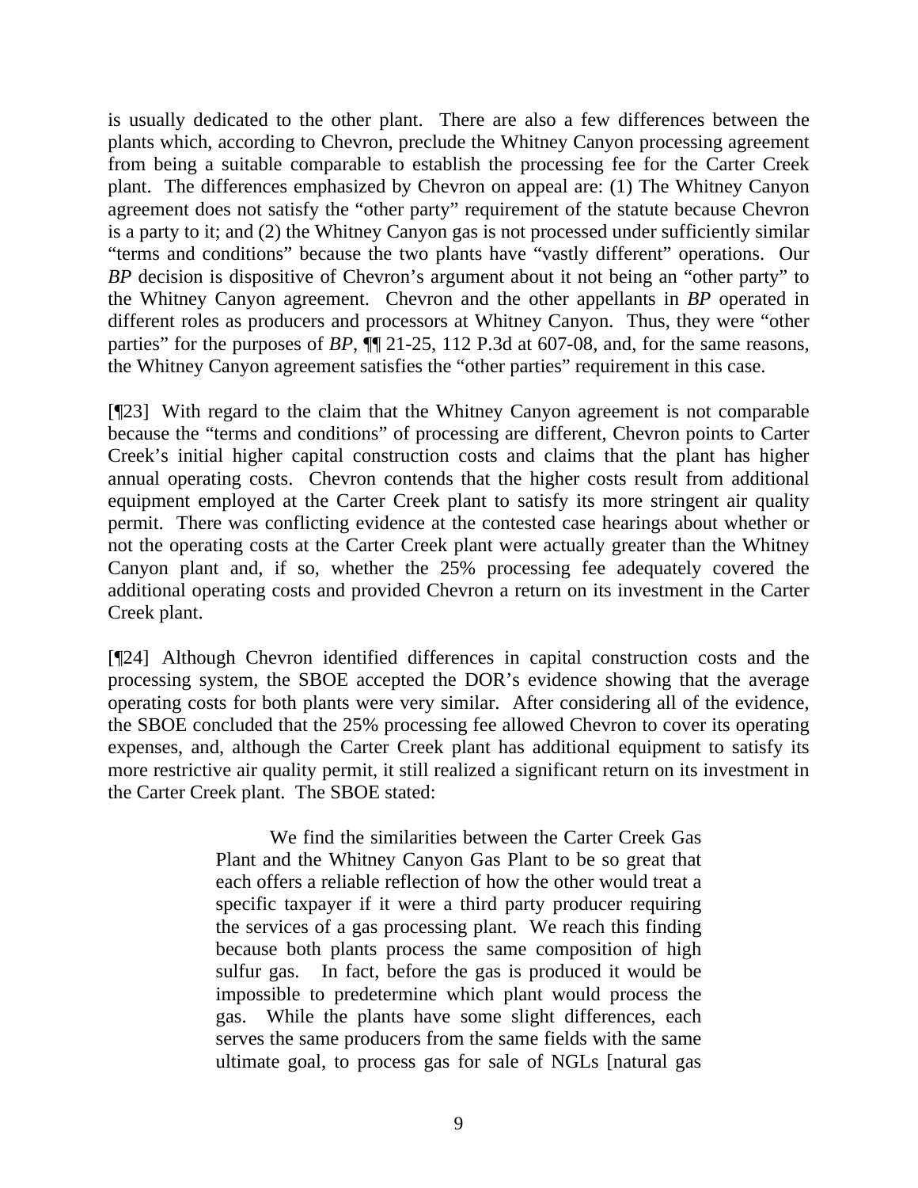is usually dedicated to the other plant. There are also a few differences between the plants which, according to Chevron, preclude the Whitney Canyon processing agreement from being a suitable comparable to establish the processing fee for the Carter Creek plant. The differences emphasized by Chevron on appeal are: (1) The Whitney Canyon agreement does not satisfy the "other party" requirement of the statute because Chevron is a party to it; and (2) the Whitney Canyon gas is not processed under sufficiently similar "terms and conditions" because the two plants have "vastly different" operations. Our *BP* decision is dispositive of Chevron's argument about it not being an "other party" to the Whitney Canyon agreement. Chevron and the other appellants in *BP* operated in different roles as producers and processors at Whitney Canyon. Thus, they were "other parties" for the purposes of *BP*, ¶¶ 21-25, 112 P.3d at 607-08, and, for the same reasons, the Whitney Canyon agreement satisfies the "other parties" requirement in this case.

[¶23] With regard to the claim that the Whitney Canyon agreement is not comparable because the "terms and conditions" of processing are different, Chevron points to Carter Creek's initial higher capital construction costs and claims that the plant has higher annual operating costs. Chevron contends that the higher costs result from additional equipment employed at the Carter Creek plant to satisfy its more stringent air quality permit. There was conflicting evidence at the contested case hearings about whether or not the operating costs at the Carter Creek plant were actually greater than the Whitney Canyon plant and, if so, whether the 25% processing fee adequately covered the additional operating costs and provided Chevron a return on its investment in the Carter Creek plant.

[¶24] Although Chevron identified differences in capital construction costs and the processing system, the SBOE accepted the DOR's evidence showing that the average operating costs for both plants were very similar. After considering all of the evidence, the SBOE concluded that the 25% processing fee allowed Chevron to cover its operating expenses, and, although the Carter Creek plant has additional equipment to satisfy its more restrictive air quality permit, it still realized a significant return on its investment in the Carter Creek plant. The SBOE stated:

> We find the similarities between the Carter Creek Gas Plant and the Whitney Canyon Gas Plant to be so great that each offers a reliable reflection of how the other would treat a specific taxpayer if it were a third party producer requiring the services of a gas processing plant. We reach this finding because both plants process the same composition of high sulfur gas. In fact, before the gas is produced it would be impossible to predetermine which plant would process the gas. While the plants have some slight differences, each serves the same producers from the same fields with the same ultimate goal, to process gas for sale of NGLs [natural gas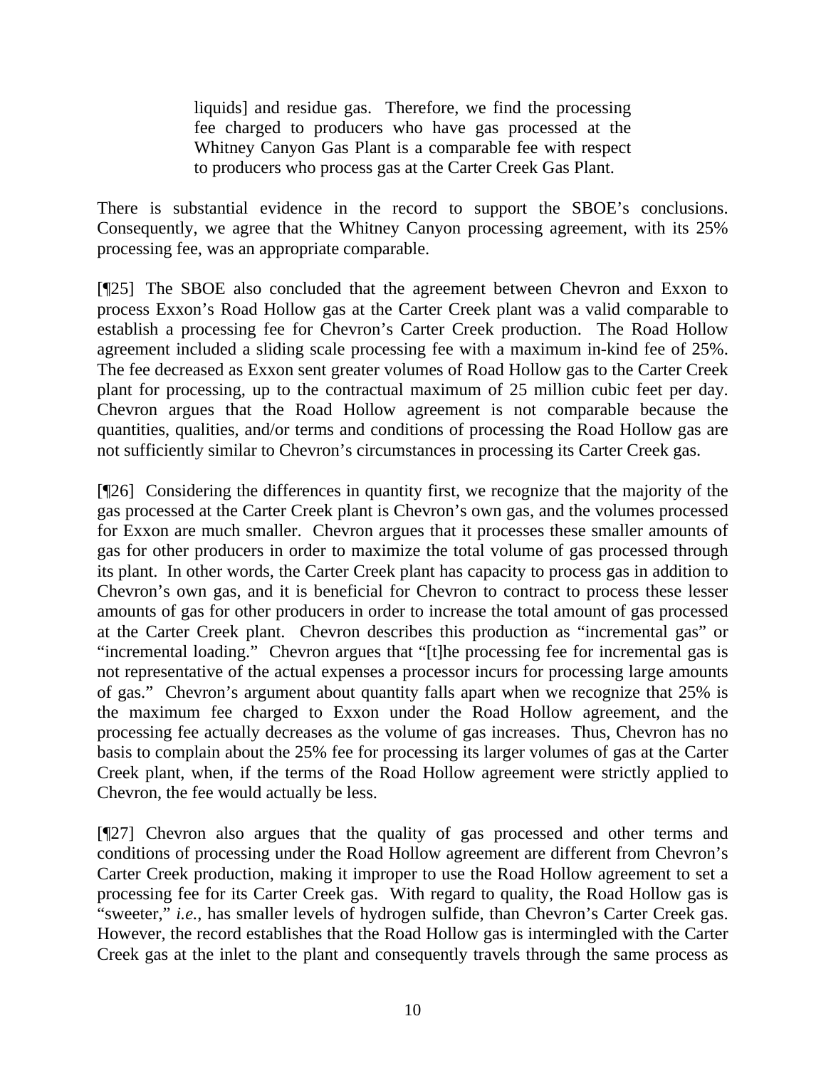> liquids] and residue gas. Therefore, we find the processing fee charged to producers who have gas processed at the Whitney Canyon Gas Plant is a comparable fee with respect to producers who process gas at the Carter Creek Gas Plant.

There is substantial evidence in the record to support the SBOE's conclusions. Consequently, we agree that the Whitney Canyon processing agreement, with its 25% processing fee, was an appropriate comparable.

[¶25] The SBOE also concluded that the agreement between Chevron and Exxon to process Exxon's Road Hollow gas at the Carter Creek plant was a valid comparable to establish a processing fee for Chevron's Carter Creek production. The Road Hollow agreement included a sliding scale processing fee with a maximum in-kind fee of 25%. The fee decreased as Exxon sent greater volumes of Road Hollow gas to the Carter Creek plant for processing, up to the contractual maximum of 25 million cubic feet per day. Chevron argues that the Road Hollow agreement is not comparable because the quantities, qualities, and/or terms and conditions of processing the Road Hollow gas are not sufficiently similar to Chevron's circumstances in processing its Carter Creek gas.

[¶26] Considering the differences in quantity first, we recognize that the majority of the gas processed at the Carter Creek plant is Chevron's own gas, and the volumes processed for Exxon are much smaller. Chevron argues that it processes these smaller amounts of gas for other producers in order to maximize the total volume of gas processed through its plant. In other words, the Carter Creek plant has capacity to process gas in addition to Chevron's own gas, and it is beneficial for Chevron to contract to process these lesser amounts of gas for other producers in order to increase the total amount of gas processed at the Carter Creek plant. Chevron describes this production as "incremental gas" or "incremental loading." Chevron argues that "[t]he processing fee for incremental gas is not representative of the actual expenses a processor incurs for processing large amounts of gas." Chevron's argument about quantity falls apart when we recognize that 25% is the maximum fee charged to Exxon under the Road Hollow agreement, and the processing fee actually decreases as the volume of gas increases. Thus, Chevron has no basis to complain about the 25% fee for processing its larger volumes of gas at the Carter Creek plant, when, if the terms of the Road Hollow agreement were strictly applied to Chevron, the fee would actually be less.

[¶27] Chevron also argues that the quality of gas processed and other terms and conditions of processing under the Road Hollow agreement are different from Chevron's Carter Creek production, making it improper to use the Road Hollow agreement to set a processing fee for its Carter Creek gas. With regard to quality, the Road Hollow gas is "sweeter," *i.e.*, has smaller levels of hydrogen sulfide, than Chevron's Carter Creek gas. However, the record establishes that the Road Hollow gas is intermingled with the Carter Creek gas at the inlet to the plant and consequently travels through the same process as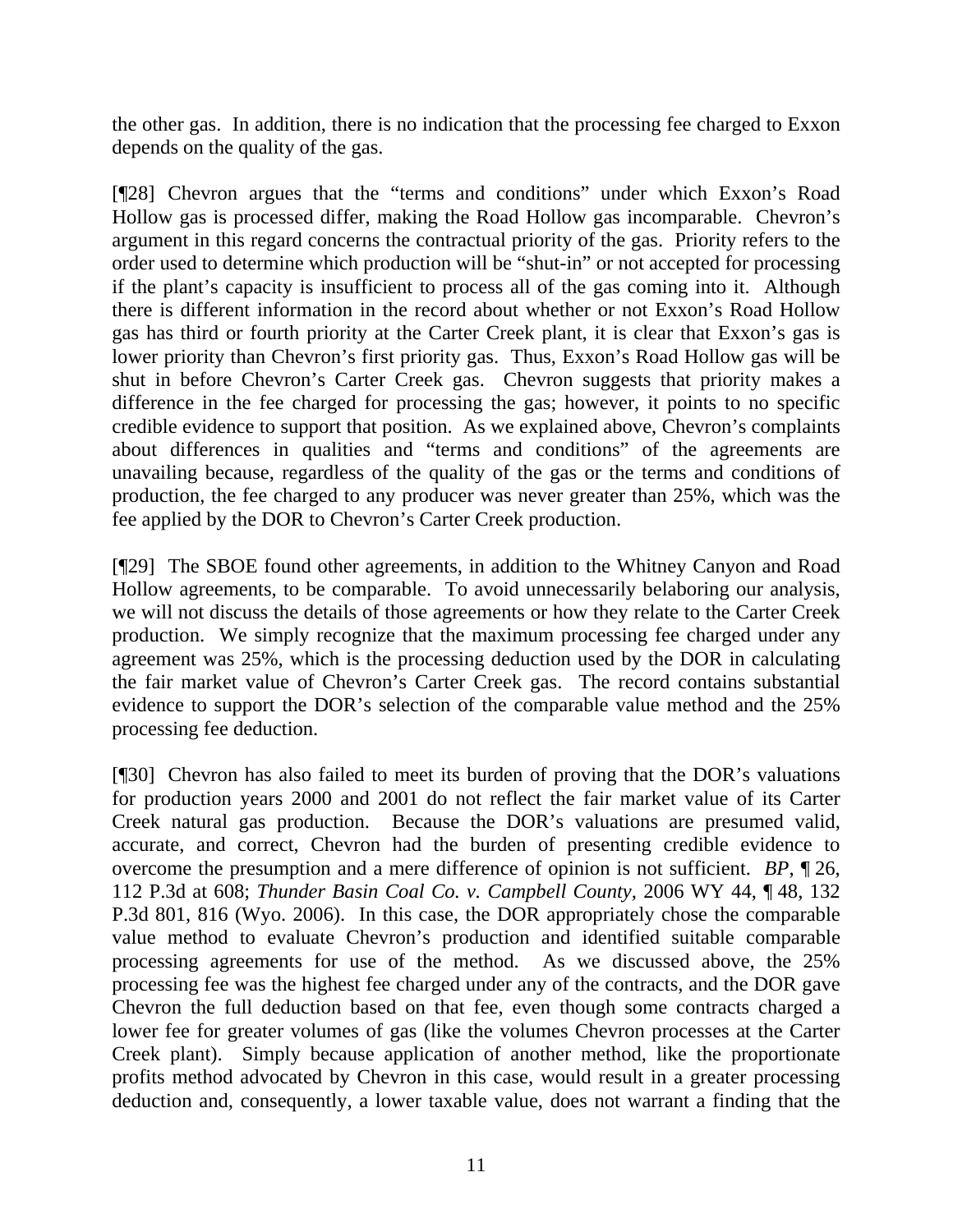the other gas. In addition, there is no indication that the processing fee charged to Exxon depends on the quality of the gas.

[¶28] Chevron argues that the "terms and conditions" under which Exxon's Road Hollow gas is processed differ, making the Road Hollow gas incomparable. Chevron's argument in this regard concerns the contractual priority of the gas. Priority refers to the order used to determine which production will be "shut-in" or not accepted for processing if the plant's capacity is insufficient to process all of the gas coming into it. Although there is different information in the record about whether or not Exxon's Road Hollow gas has third or fourth priority at the Carter Creek plant, it is clear that Exxon's gas is lower priority than Chevron's first priority gas. Thus, Exxon's Road Hollow gas will be shut in before Chevron's Carter Creek gas. Chevron suggests that priority makes a difference in the fee charged for processing the gas; however, it points to no specific credible evidence to support that position. As we explained above, Chevron's complaints about differences in qualities and "terms and conditions" of the agreements are unavailing because, regardless of the quality of the gas or the terms and conditions of production, the fee charged to any producer was never greater than 25%, which was the fee applied by the DOR to Chevron's Carter Creek production.

[¶29] The SBOE found other agreements, in addition to the Whitney Canyon and Road Hollow agreements, to be comparable. To avoid unnecessarily belaboring our analysis, we will not discuss the details of those agreements or how they relate to the Carter Creek production. We simply recognize that the maximum processing fee charged under any agreement was 25%, which is the processing deduction used by the DOR in calculating the fair market value of Chevron's Carter Creek gas. The record contains substantial evidence to support the DOR's selection of the comparable value method and the 25% processing fee deduction.

[¶30] Chevron has also failed to meet its burden of proving that the DOR's valuations for production years 2000 and 2001 do not reflect the fair market value of its Carter Creek natural gas production. Because the DOR's valuations are presumed valid, accurate, and correct, Chevron had the burden of presenting credible evidence to overcome the presumption and a mere difference of opinion is not sufficient. *BP*, ¶ 26, 112 P.3d at 608; *Thunder Basin Coal Co. v. Campbell County*, 2006 WY 44, ¶ 48, 132 P.3d 801, 816 (Wyo. 2006). In this case, the DOR appropriately chose the comparable value method to evaluate Chevron's production and identified suitable comparable processing agreements for use of the method. As we discussed above, the 25% processing fee was the highest fee charged under any of the contracts, and the DOR gave Chevron the full deduction based on that fee, even though some contracts charged a lower fee for greater volumes of gas (like the volumes Chevron processes at the Carter Creek plant). Simply because application of another method, like the proportionate profits method advocated by Chevron in this case, would result in a greater processing deduction and, consequently, a lower taxable value, does not warrant a finding that the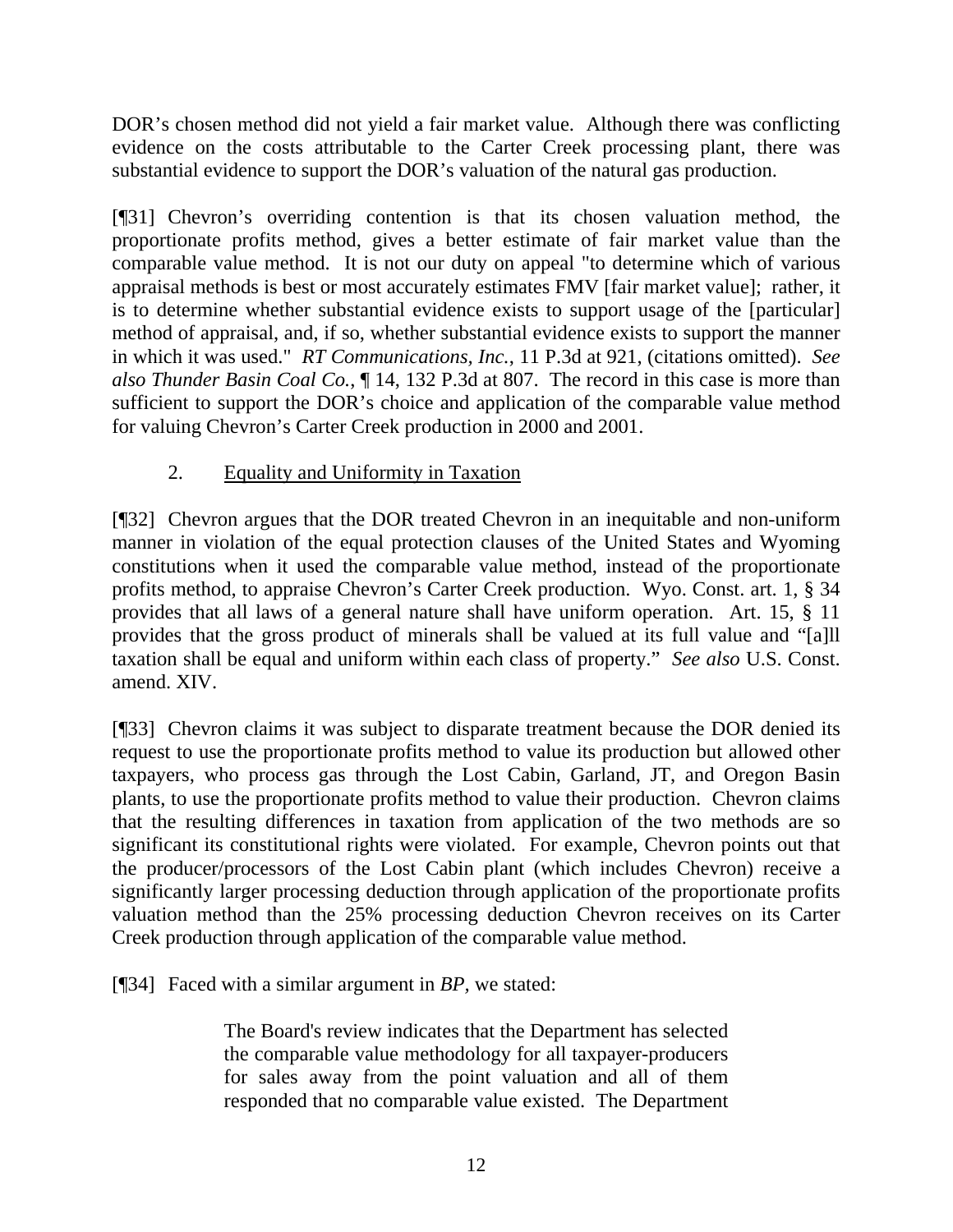DOR's chosen method did not yield a fair market value. Although there was conflicting evidence on the costs attributable to the Carter Creek processing plant, there was substantial evidence to support the DOR's valuation of the natural gas production.

[¶31] Chevron's overriding contention is that its chosen valuation method, the proportionate profits method, gives a better estimate of fair market value than the comparable value method. It is not our duty on appeal "to determine which of various appraisal methods is best or most accurately estimates FMV [fair market value]; rather, it is to determine whether substantial evidence exists to support usage of the [particular] method of appraisal, and, if so, whether substantial evidence exists to support the manner in which it was used." *RT Communications, Inc.*, 11 P.3d at 921, (citations omitted). *See also Thunder Basin Coal Co.*, ¶ 14, 132 P.3d at 807. The record in this case is more than sufficient to support the DOR's choice and application of the comparable value method for valuing Chevron's Carter Creek production in 2000 and 2001.

## 2. Equality and Uniformity in Taxation

[¶32] Chevron argues that the DOR treated Chevron in an inequitable and non-uniform manner in violation of the equal protection clauses of the United States and Wyoming constitutions when it used the comparable value method, instead of the proportionate profits method, to appraise Chevron's Carter Creek production. Wyo. Const. art. 1, § 34 provides that all laws of a general nature shall have uniform operation. Art. 15, § 11 provides that the gross product of minerals shall be valued at its full value and "[a]ll taxation shall be equal and uniform within each class of property." *See also* U.S. Const. amend. XIV.

[¶33] Chevron claims it was subject to disparate treatment because the DOR denied its request to use the proportionate profits method to value its production but allowed other taxpayers, who process gas through the Lost Cabin, Garland, JT, and Oregon Basin plants, to use the proportionate profits method to value their production. Chevron claims that the resulting differences in taxation from application of the two methods are so significant its constitutional rights were violated. For example, Chevron points out that the producer/processors of the Lost Cabin plant (which includes Chevron) receive a significantly larger processing deduction through application of the proportionate profits valuation method than the 25% processing deduction Chevron receives on its Carter Creek production through application of the comparable value method.

[¶34] Faced with a similar argument in *BP,* we stated:

> The Board's review indicates that the Department has selected the comparable value methodology for all taxpayer-producers for sales away from the point valuation and all of them responded that no comparable value existed. The Department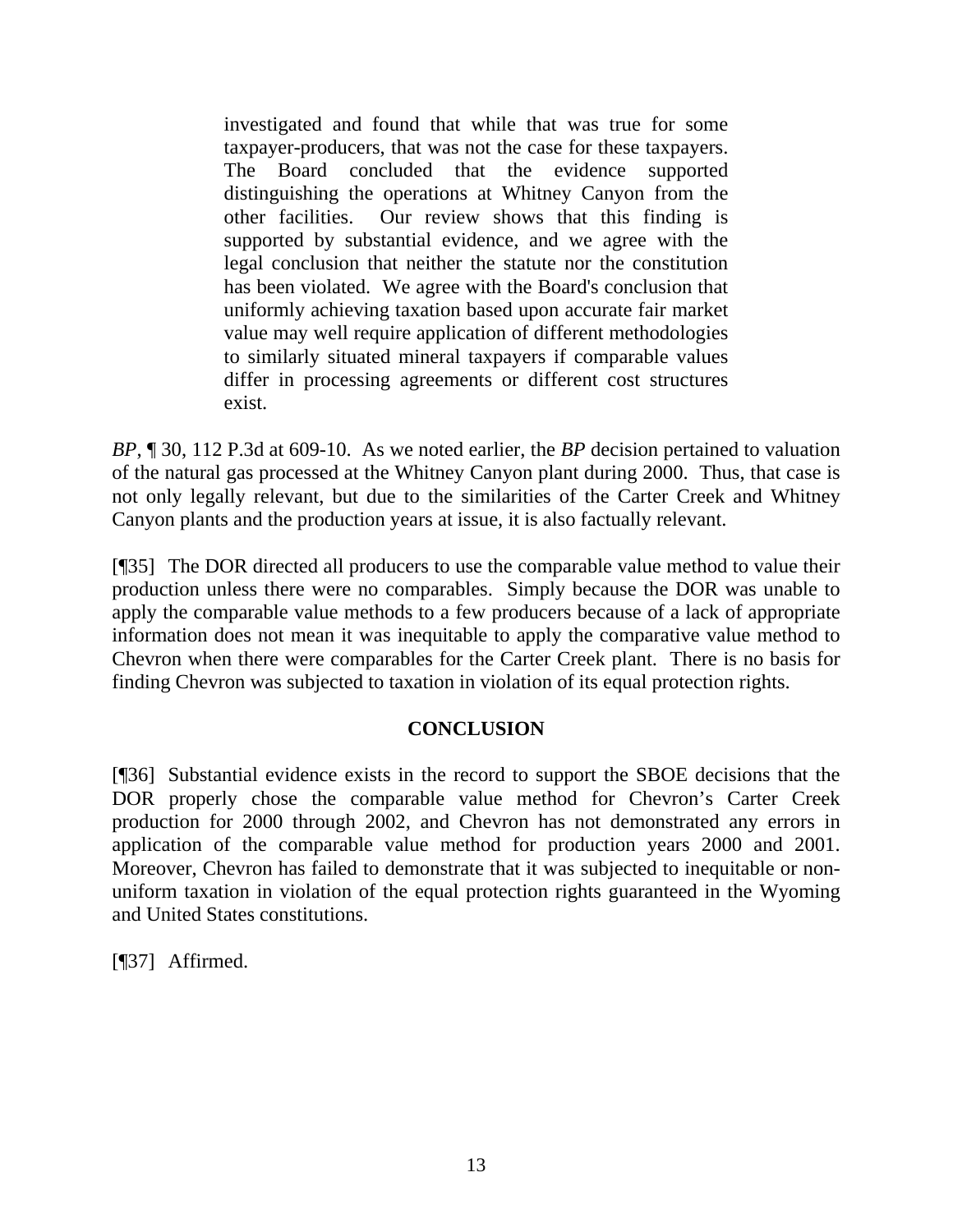> investigated and found that while that was true for some taxpayer-producers, that was not the case for these taxpayers. The Board concluded that the evidence supported distinguishing the operations at Whitney Canyon from the other facilities. Our review shows that this finding is supported by substantial evidence, and we agree with the legal conclusion that neither the statute nor the constitution has been violated. We agree with the Board's conclusion that uniformly achieving taxation based upon accurate fair market value may well require application of different methodologies to similarly situated mineral taxpayers if comparable values differ in processing agreements or different cost structures exist.

*BP*, ¶ 30, 112 P.3d at 609-10. As we noted earlier, the *BP* decision pertained to valuation of the natural gas processed at the Whitney Canyon plant during 2000. Thus, that case is not only legally relevant, but due to the similarities of the Carter Creek and Whitney Canyon plants and the production years at issue, it is also factually relevant.

[¶35] The DOR directed all producers to use the comparable value method to value their production unless there were no comparables. Simply because the DOR was unable to apply the comparable value methods to a few producers because of a lack of appropriate information does not mean it was inequitable to apply the comparative value method to Chevron when there were comparables for the Carter Creek plant. There is no basis for finding Chevron was subjected to taxation in violation of its equal protection rights.

## CONCLUSION

[¶36] Substantial evidence exists in the record to support the SBOE decisions that the DOR properly chose the comparable value method for Chevron's Carter Creek production for 2000 through 2002, and Chevron has not demonstrated any errors in application of the comparable value method for production years 2000 and 2001. Moreover, Chevron has failed to demonstrate that it was subjected to inequitable or non-uniform taxation in violation of the equal protection rights guaranteed in the Wyoming and United States constitutions.

[¶37] Affirmed.